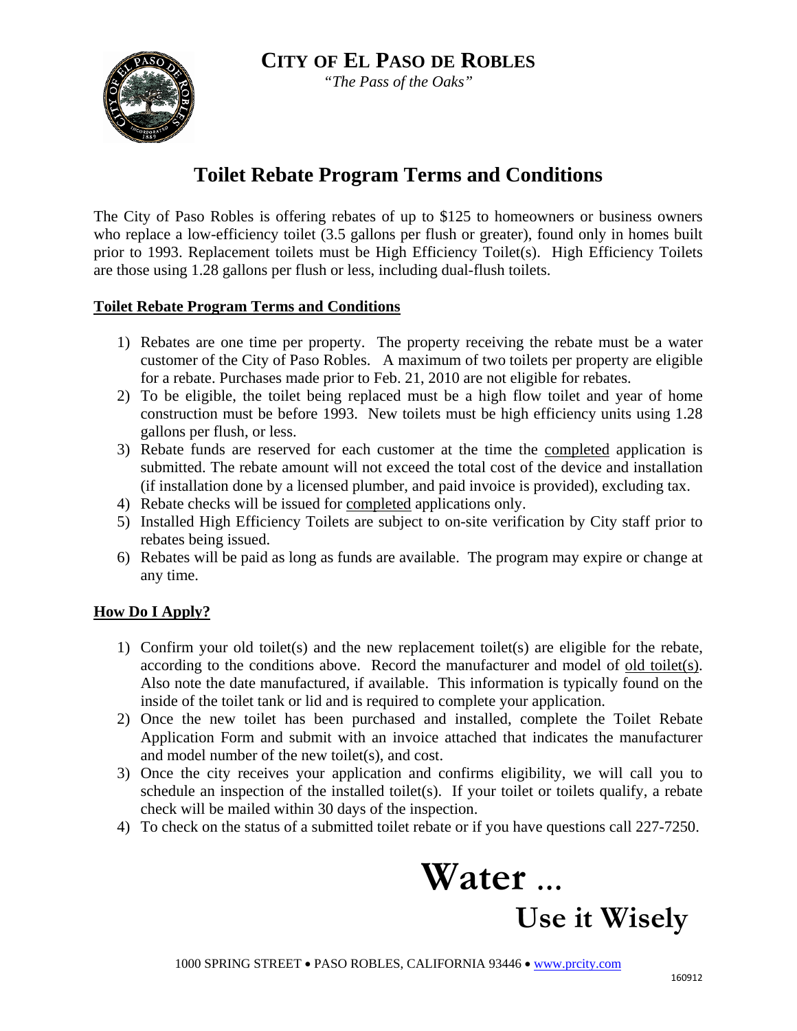# CITY OF EL PASO DE ROBLES

*"The Pass of the Oaks"*

## Toilet Rebate Program Terms and Conditions

The City of Paso Robles is offering rebates of up to $125 to homeowners or business owners who replace a low-efficiency toilet (3.5 gallons per flush or greater), found only in homes built prior to 1993. Replacement toilets must be High Efficiency Toilet(s). High Efficiency Toilets are those using 1.28 gallons per flush or less, including dual-flush toilets.

### Toilet Rebate Program Terms and Conditions

1) Rebates are one time per property. The property receiving the rebate must be a water customer of the City of Paso Robles. A maximum of two toilets per property are eligible for a rebate. Purchases made prior to Feb. 21, 2010 are not eligible for rebates.
2) To be eligible, the toilet being replaced must be a high flow toilet and year of home construction must be before 1993. New toilets must be high efficiency units using 1.28 gallons per flush, or less.
3) Rebate funds are reserved for each customer at the time the completed application is submitted. The rebate amount will not exceed the total cost of the device and installation (if installation done by a licensed plumber, and paid invoice is provided), excluding tax.
4) Rebate checks will be issued for completed applications only.
5) Installed High Efficiency Toilets are subject to on-site verification by City staff prior to rebates being issued.
6) Rebates will be paid as long as funds are available. The program may expire or change at any time.

### How Do I Apply?

1) Confirm your old toilet(s) and the new replacement toilet(s) are eligible for the rebate, according to the conditions above. Record the manufacturer and model of old toilet(s). Also note the date manufactured, if available. This information is typically found on the inside of the toilet tank or lid and is required to complete your application.
2) Once the new toilet has been purchased and installed, complete the Toilet Rebate Application Form and submit with an invoice attached that indicates the manufacturer and model number of the new toilet(s), and cost.
3) Once the city receives your application and confirms eligibility, we will call you to schedule an inspection of the installed toilet(s). If your toilet or toilets qualify, a rebate check will be mailed within 30 days of the inspection.
4) To check on the status of a submitted toilet rebate or if you have questions call 227-7250.

**Water ...**

**Use it Wisely**

1000 SPRING STREET • PASO ROBLES, CALIFORNIA 93446 • www.prcity.com

160912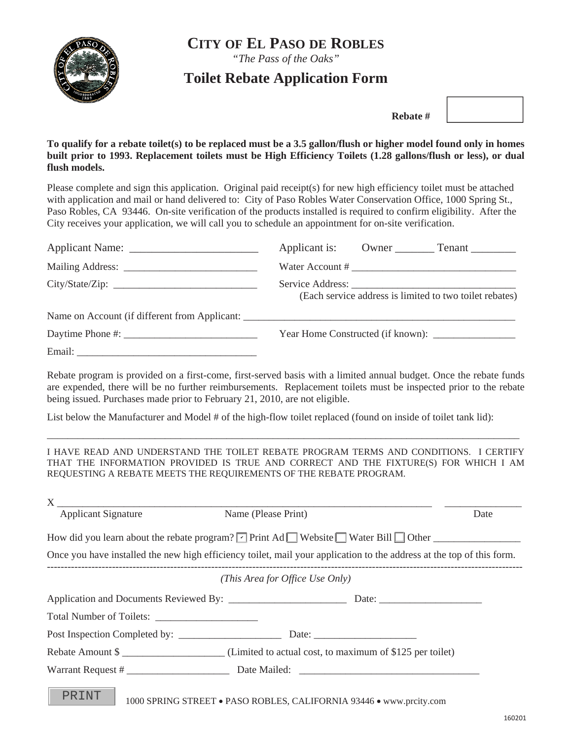# CITY OF EL PASO DE ROBLES

*"The Pass of the Oaks"*

## Toilet Rebate Application Form

**Rebate #** ______________

**To qualify for a rebate toilet(s) to be replaced must be a 3.5 gallon/flush or higher model found only in homes built prior to 1993. Replacement toilets must be High Efficiency Toilets (1.28 gallons/flush or less), or dual flush models.**

Please complete and sign this application. Original paid receipt(s) for new high efficiency toilet must be attached with application and mail or hand delivered to: City of Paso Robles Water Conservation Office, 1000 Spring St., Paso Robles, CA 93446. On-site verification of the products installed is required to confirm eligibility. After the City receives your application, we will call you to schedule an appointment for on-site verification.

Applicant Name: ______________________ Applicant is: Owner _______ Tenant ________

Mailing Address: __________________________ Water Account # ________________________________

City/State/Zip: ____________________________ Service Address: _______________________________
(Each service address is limited to two toilet rebates)

Name on Account (if different from Applicant: ______________________________________________________

Daytime Phone #: __________________________ Year Home Constructed (if known): _______________

Email: ___________________________________

Rebate program is provided on a first-come, first-served basis with a limited annual budget. Once the rebate funds are expended, there will be no further reimbursements. Replacement toilets must be inspected prior to the rebate being issued. Purchases made prior to February 21, 2010, are not eligible.

List below the Manufacturer and Model # of the high-flow toilet replaced (found on inside of toilet tank lid):

_______________________________________________________________________________________________

I HAVE READ AND UNDERSTAND THE TOILET REBATE PROGRAM TERMS AND CONDITIONS. I CERTIFY THAT THE INFORMATION PROVIDED IS TRUE AND CORRECT AND THE FIXTURE(S) FOR WHICH I AM REQUESTING A REBATE MEETS THE REQUIREMENTS OF THE REBATE PROGRAM.

X ________________________________________________________________________ _______________
Applicant Signature Name (Please Print) Date

How did you learn about the rebate program? ☑ Print Ad ☐ Website ☐ Water Bill ☐ Other _________________

Once you have installed the new high efficiency toilet, mail your application to the address at the top of this form.

---

*(This Area for Office Use Only)*

Application and Documents Reviewed By: ______________________ Date: ___________________

Total Number of Toilets: ___________________

Post Inspection Completed by: ___________________ Date: ___________________

Rebate Amount $ ___________________ (Limited to actual cost, to maximum of $125 per toilet)

Warrant Request # ___________________ Date Mailed: ___________________________________

PRINT

1000 SPRING STREET • PASO ROBLES, CALIFORNIA 93446 • www.prcity.com

160201